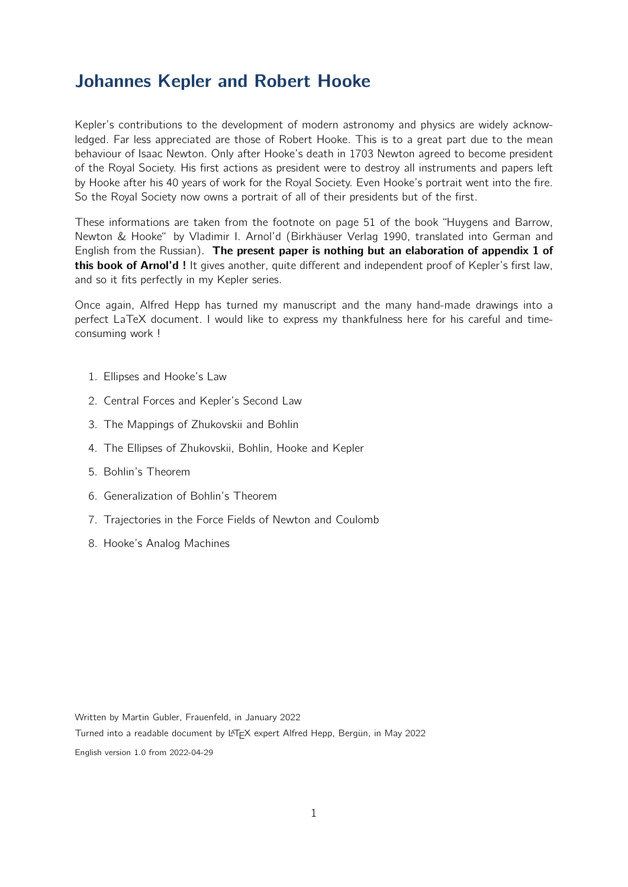# Johannes Kepler and Robert Hooke

Kepler's contributions to the development of modern astronomy and physics are widely acknowledged. Far less appreciated are those of Robert Hooke. This is to a great part due to the mean behaviour of Isaac Newton. Only after Hooke's death in 1703 Newton agreed to become president of the Royal Society. His first actions as president were to destroy all instruments and papers left by Hooke after his 40 years of work for the Royal Society. Even Hooke's portrait went into the fire. So the Royal Society now owns a portrait of all of their presidents but of the first.

These informations are taken from the footnote on page 51 of the book "Huygens and Barrow, Newton & Hooke" by Vladimir I. Arnol'd (Birkhäuser Verlag 1990, translated into German and English from the Russian). **The present paper is nothing but an elaboration of appendix 1 of this book of Arnol'd !** It gives another, quite different and independent proof of Kepler's first law, and so it fits perfectly in my Kepler series.

Once again, Alfred Hepp has turned my manuscript and the many hand-made drawings into a perfect LaTeX document. I would like to express my thankfulness here for his careful and time-consuming work !

1. Ellipses and Hooke's Law
2. Central Forces and Kepler's Second Law
3. The Mappings of Zhukovskii and Bohlin
4. The Ellipses of Zhukovskii, Bohlin, Hooke and Kepler
5. Bohlin's Theorem
6. Generalization of Bohlin's Theorem
7. Trajectories in the Force Fields of Newton and Coulomb
8. Hooke's Analog Machines

Written by Martin Gubler, Frauenfeld, in January 2022

Turned into a readable document by LaTeX expert Alfred Hepp, Bergün, in May 2022

English version 1.0 from 2022-04-29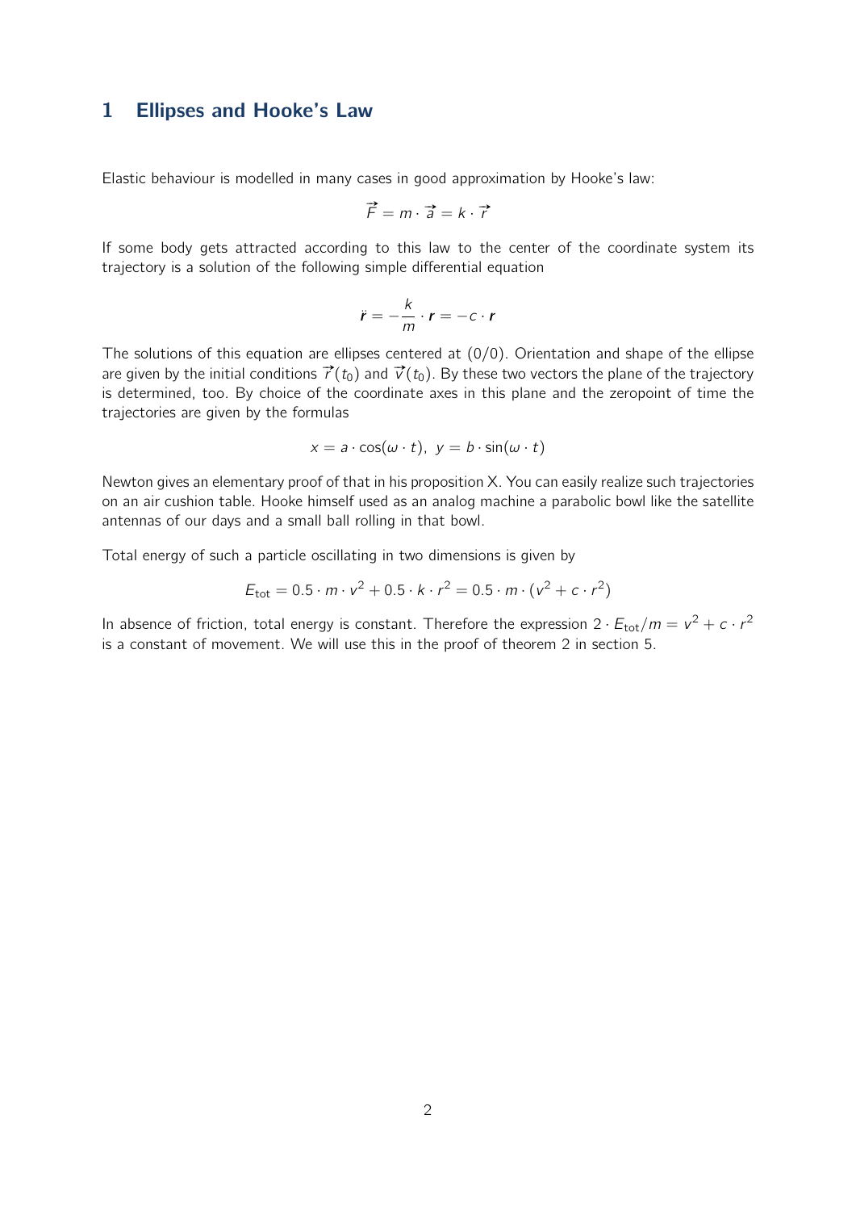# 1 Ellipses and Hooke's Law

Elastic behaviour is modelled in many cases in good approximation by Hooke's law:

$$\vec{F} = m \cdot \vec{a} = k \cdot \vec{r}$$

If some body gets attracted according to this law to the center of the coordinate system its trajectory is a solution of the following simple differential equation

$$\ddot{\boldsymbol{r}} = -\frac{k}{m} \cdot \boldsymbol{r} = -c \cdot \boldsymbol{r}$$

The solutions of this equation are ellipses centered at (0/0). Orientation and shape of the ellipse are given by the initial conditions $\vec{r}(t_0)$ and $\vec{v}(t_0)$. By these two vectors the plane of the trajectory is determined, too. By choice of the coordinate axes in this plane and the zeropoint of time the trajectories are given by the formulas

$$x = a \cdot \cos(\omega \cdot t),\ y = b \cdot \sin(\omega \cdot t)$$

Newton gives an elementary proof of that in his proposition X. You can easily realize such trajectories on an air cushion table. Hooke himself used as an analog machine a parabolic bowl like the satellite antennas of our days and a small ball rolling in that bowl.

Total energy of such a particle oscillating in two dimensions is given by

$$E_{\text{tot}} = 0.5 \cdot m \cdot v^2 + 0.5 \cdot k \cdot r^2 = 0.5 \cdot m \cdot (v^2 + c \cdot r^2)$$

In absence of friction, total energy is constant. Therefore the expression $2 \cdot E_{\text{tot}}/m = v^2 + c \cdot r^2$ is a constant of movement. We will use this in the proof of theorem 2 in section 5.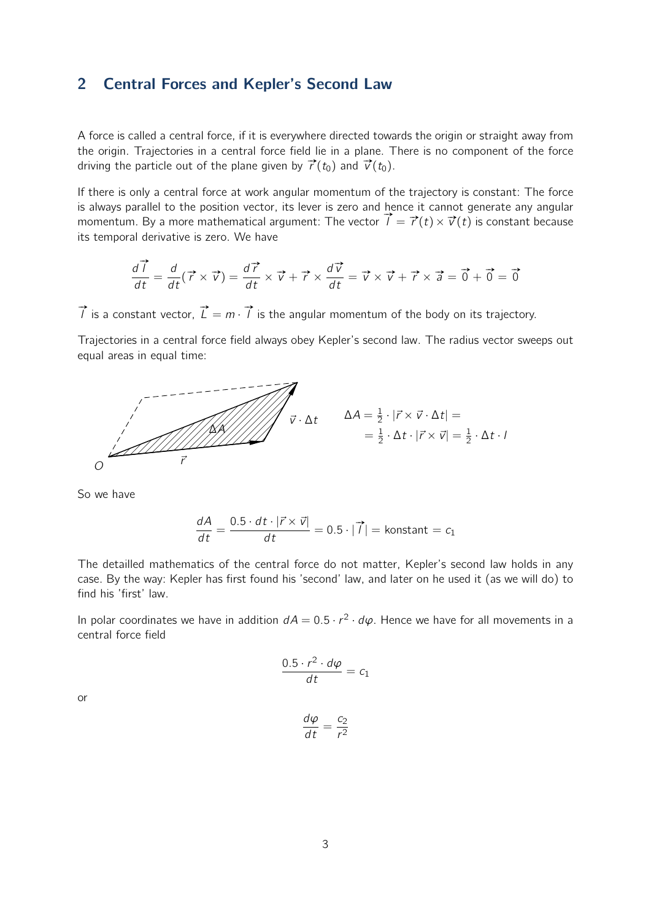## 2 Central Forces and Kepler's Second Law

A force is called a central force, if it is everywhere directed towards the origin or straight away from the origin. Trajectories in a central force field lie in a plane. There is no component of the force driving the particle out of the plane given by $\vec{r}(t_0)$ and $\vec{v}(t_0)$.

If there is only a central force at work angular momentum of the trajectory is constant: The force is always parallel to the position vector, its lever is zero and hence it cannot generate any angular momentum. By a more mathematical argument: The vector $\vec{l} = \vec{r}(t) \times \vec{v}(t)$ is constant because its temporal derivative is zero. We have

$$\frac{d\vec{l}}{dt} = \frac{d}{dt}(\vec{r} \times \vec{v}) = \frac{d\vec{r}}{dt} \times \vec{v} + \vec{r} \times \frac{d\vec{v}}{dt} = \vec{v} \times \vec{v} + \vec{r} \times \vec{a} = \vec{0} + \vec{0} = \vec{0}$$

$\vec{l}$ is a constant vector, $\vec{L} = m \cdot \vec{l}$ is the angular momentum of the body on its trajectory.

Trajectories in a central force field always obey Kepler's second law. The radius vector sweeps out equal areas in equal time:

$$\Delta A = \tfrac{1}{2} \cdot |\vec{r} \times \vec{v} \cdot \Delta t| = \tfrac{1}{2} \cdot \Delta t \cdot |\vec{r} \times \vec{v}| = \tfrac{1}{2} \cdot \Delta t \cdot l$$

So we have

$$\frac{dA}{dt} = \frac{0.5 \cdot dt \cdot |\vec{r} \times \vec{v}|}{dt} = 0.5 \cdot |\vec{l}| = \text{konstant} = c_1$$

The detailled mathematics of the central force do not matter, Kepler's second law holds in any case. By the way: Kepler has first found his 'second' law, and later on he used it (as we will do) to find his 'first' law.

In polar coordinates we have in addition $dA = 0.5 \cdot r^2 \cdot d\varphi$. Hence we have for all movements in a central force field

$$\frac{0.5 \cdot r^2 \cdot d\varphi}{dt} = c_1$$

or

$$\frac{d\varphi}{dt} = \frac{c_2}{r^2}$$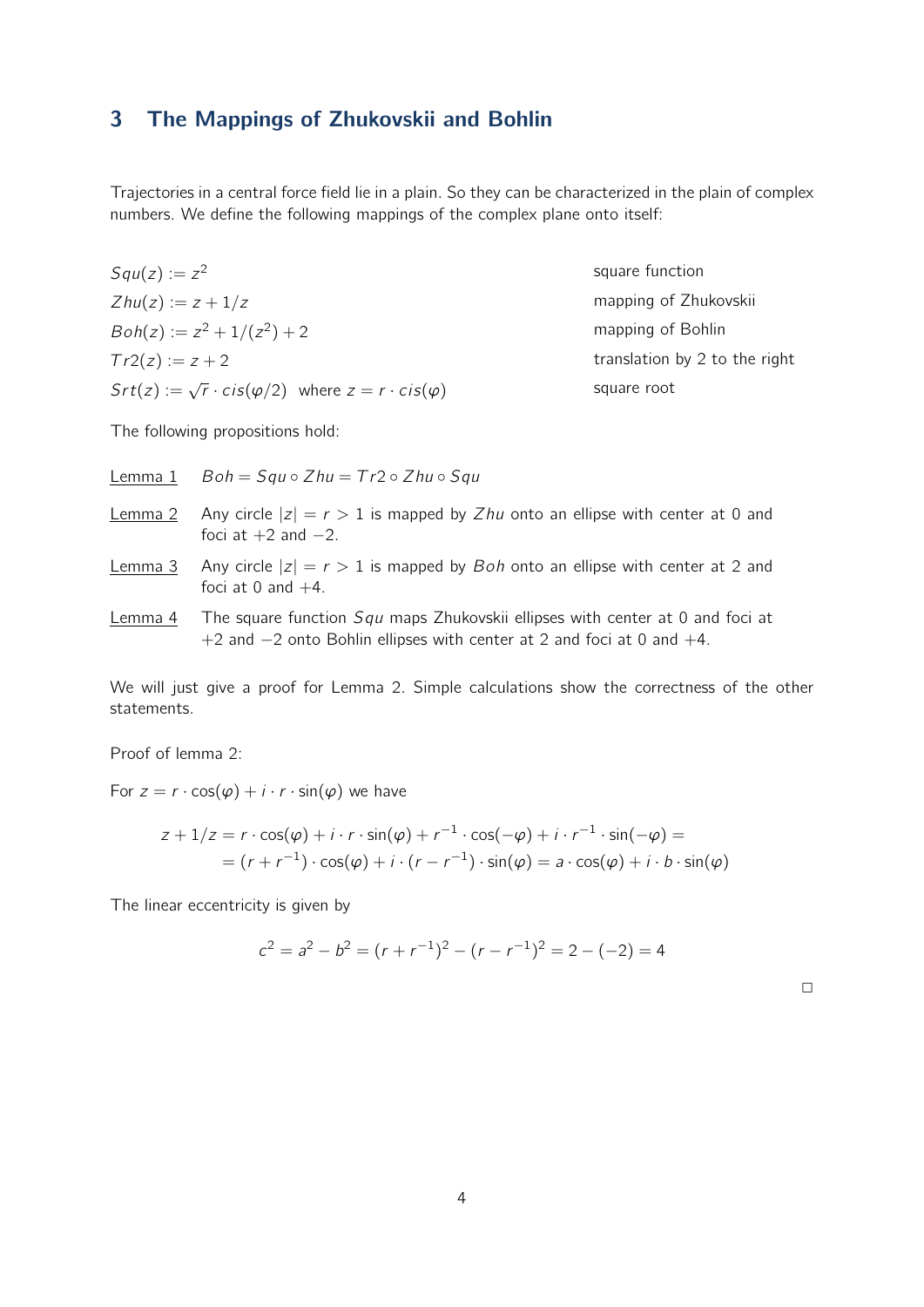## 3 The Mappings of Zhukovskii and Bohlin

Trajectories in a central force field lie in a plain. So they can be characterized in the plain of complex numbers. We define the following mappings of the complex plane onto itself:

| | |
|---|---|
| $Squ(z) := z^2$ | square function |
| $Zhu(z) := z + 1/z$ | mapping of Zhukovskii |
| $Boh(z) := z^2 + 1/(z^2) + 2$ | mapping of Bohlin |
| $Tr2(z) := z + 2$ | translation by 2 to the right |
| $Srt(z) := \sqrt{r} \cdot cis(\varphi/2)$ where $z = r \cdot cis(\varphi)$ | square root |

The following propositions hold:

<u>Lemma 1</u> $Boh = Squ \circ Zhu = Tr2 \circ Zhu \circ Squ$

<u>Lemma 2</u> Any circle $|z| = r > 1$ is mapped by $Zhu$ onto an ellipse with center at 0 and foci at $+2$ and $-2$.

<u>Lemma 3</u> Any circle $|z| = r > 1$ is mapped by $Boh$ onto an ellipse with center at 2 and foci at 0 and $+4$.

<u>Lemma 4</u> The square function $Squ$ maps Zhukovskii ellipses with center at 0 and foci at $+2$ and $-2$ onto Bohlin ellipses with center at 2 and foci at 0 and $+4$.

We will just give a proof for Lemma 2. Simple calculations show the correctness of the other statements.

Proof of lemma 2:

For $z = r \cdot \cos(\varphi) + i \cdot r \cdot \sin(\varphi)$ we have

$$
\begin{aligned}
z + 1/z &= r \cdot \cos(\varphi) + i \cdot r \cdot \sin(\varphi) + r^{-1} \cdot \cos(-\varphi) + i \cdot r^{-1} \cdot \sin(-\varphi) = \\
&= (r + r^{-1}) \cdot \cos(\varphi) + i \cdot (r - r^{-1}) \cdot \sin(\varphi) = a \cdot \cos(\varphi) + i \cdot b \cdot \sin(\varphi)
\end{aligned}
$$

The linear eccentricity is given by

$$
c^2 = a^2 - b^2 = (r + r^{-1})^2 - (r - r^{-1})^2 = 2 - (-2) = 4
$$

□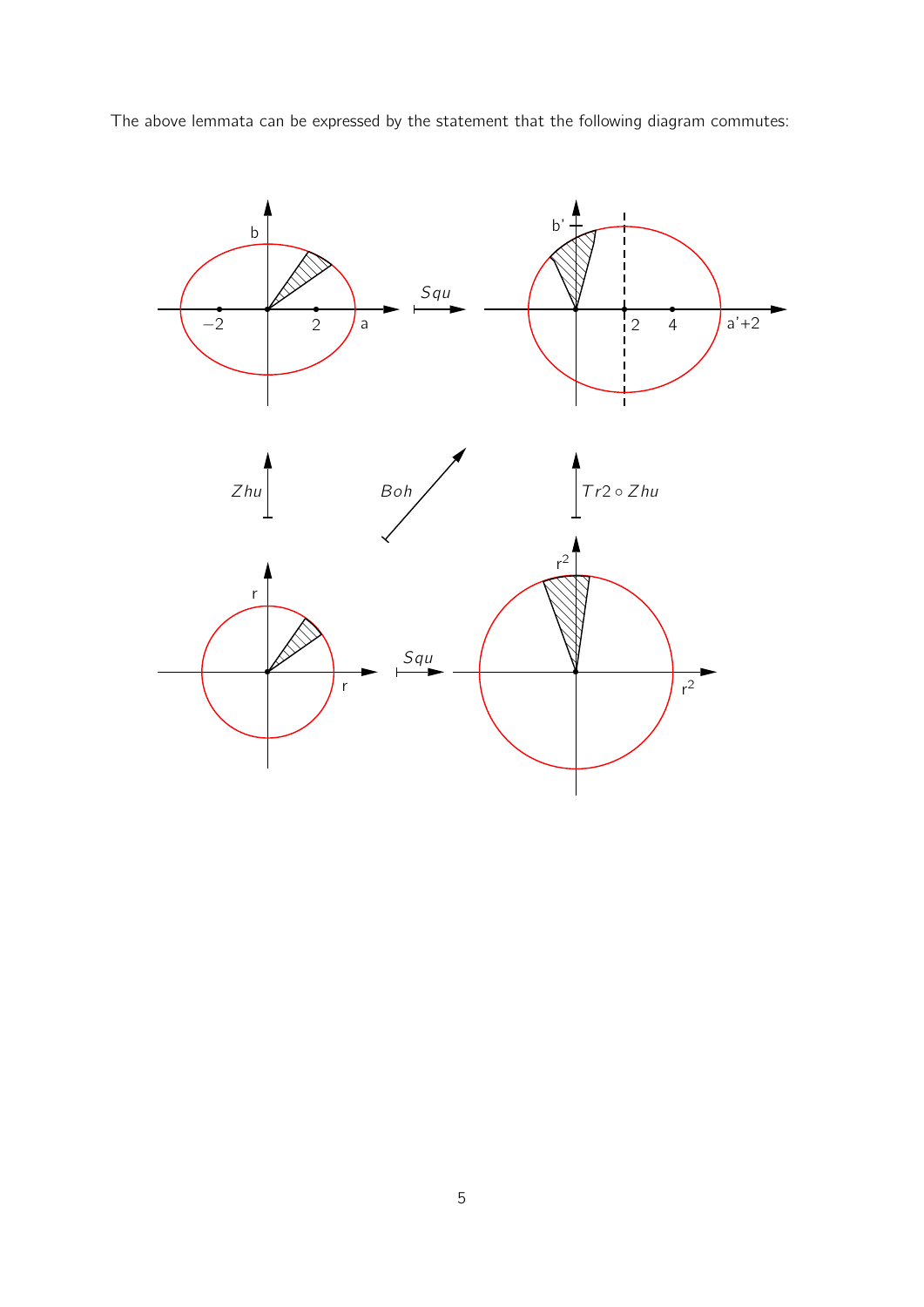The above lemmata can be expressed by the statement that the following diagram commutes: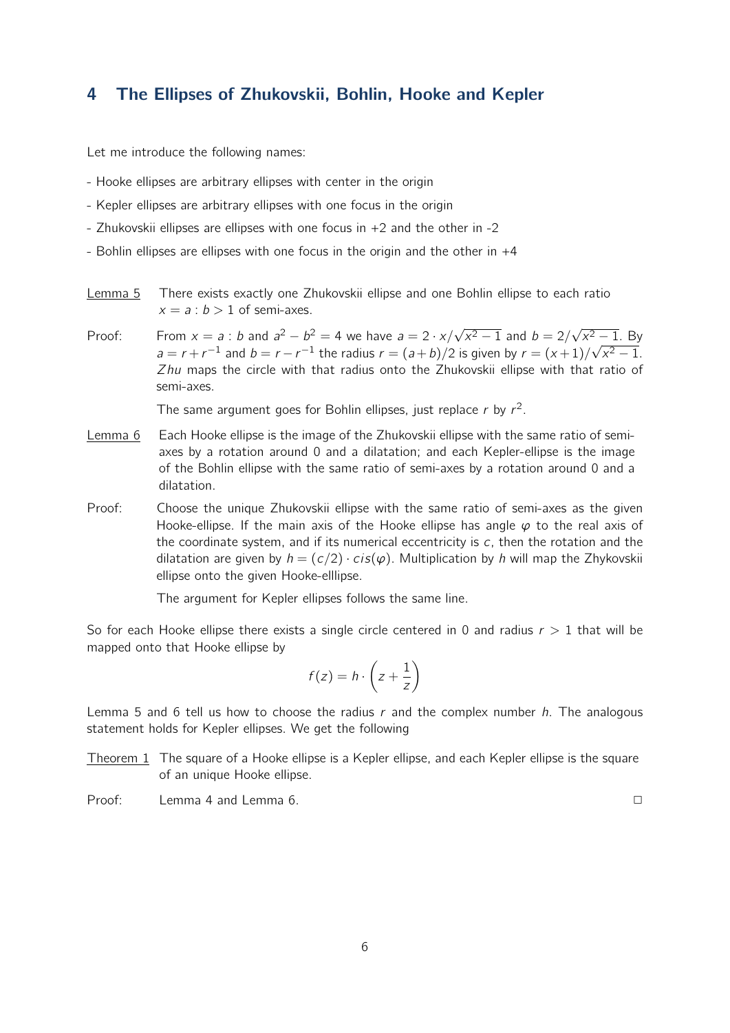## 4 The Ellipses of Zhukovskii, Bohlin, Hooke and Kepler

Let me introduce the following names:

- Hooke ellipses are arbitrary ellipses with center in the origin
- Kepler ellipses are arbitrary ellipses with one focus in the origin
- Zhukovskii ellipses are ellipses with one focus in +2 and the other in -2
- Bohlin ellipses are ellipses with one focus in the origin and the other in +4

Lemma 5 There exists exactly one Zhukovskii ellipse and one Bohlin ellipse to each ratio $x = a : b > 1$ of semi-axes.

Proof: From $x = a : b$ and $a^2 - b^2 = 4$ we have $a = 2 \cdot x/\sqrt{x^2-1}$ and $b = 2/\sqrt{x^2-1}$. By $a = r + r^{-1}$ and $b = r - r^{-1}$ the radius $r = (a+b)/2$ is given by $r = (x+1)/\sqrt{x^2-1}$. $Zhu$ maps the circle with that radius onto the Zhukovskii ellipse with that ratio of semi-axes.

The same argument goes for Bohlin ellipses, just replace $r$ by $r^2$.

Lemma 6 Each Hooke ellipse is the image of the Zhukovskii ellipse with the same ratio of semi-axes by a rotation around 0 and a dilatation; and each Kepler-ellipse is the image of the Bohlin ellipse with the same ratio of semi-axes by a rotation around 0 and a dilatation.

Proof: Choose the unique Zhukovskii ellipse with the same ratio of semi-axes as the given Hooke-ellipse. If the main axis of the Hooke ellipse has angle $\varphi$ to the real axis of the coordinate system, and if its numerical eccentricity is $c$, then the rotation and the dilatation are given by $h = (c/2) \cdot cis(\varphi)$. Multiplication by $h$ will map the Zhykovskii ellipse onto the given Hooke-elllipse.

The argument for Kepler ellipses follows the same line.

So for each Hooke ellipse there exists a single circle centered in 0 and radius $r > 1$ that will be mapped onto that Hooke ellipse by

$$f(z) = h \cdot \left(z + \frac{1}{z}\right)$$

Lemma 5 and 6 tell us how to choose the radius $r$ and the complex number $h$. The analogous statement holds for Kepler ellipses. We get the following

Theorem 1 The square of a Hooke ellipse is a Kepler ellipse, and each Kepler ellipse is the square of an unique Hooke ellipse.

Proof: Lemma 4 and Lemma 6. □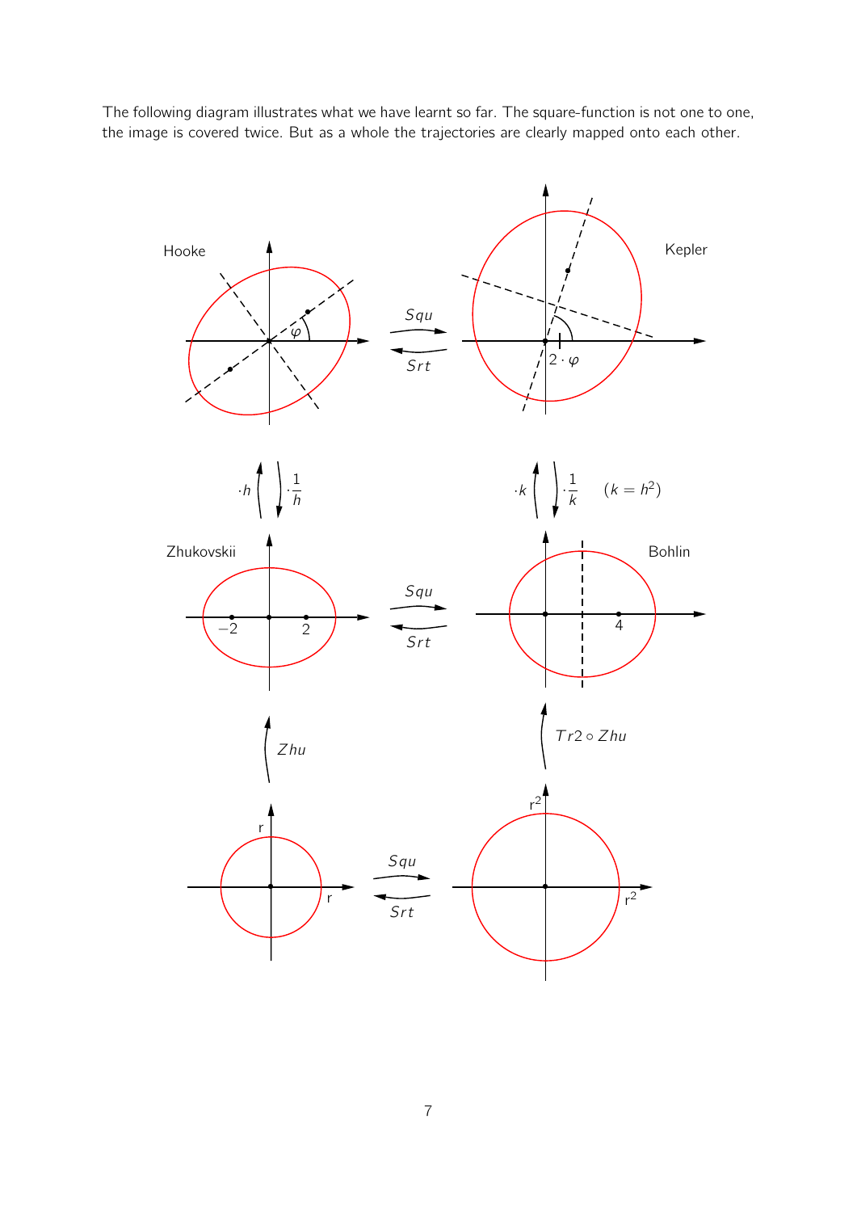The following diagram illustrates what we have learnt so far. The square-function is not one to one, the image is covered twice. But as a whole the trajectories are clearly mapped onto each other.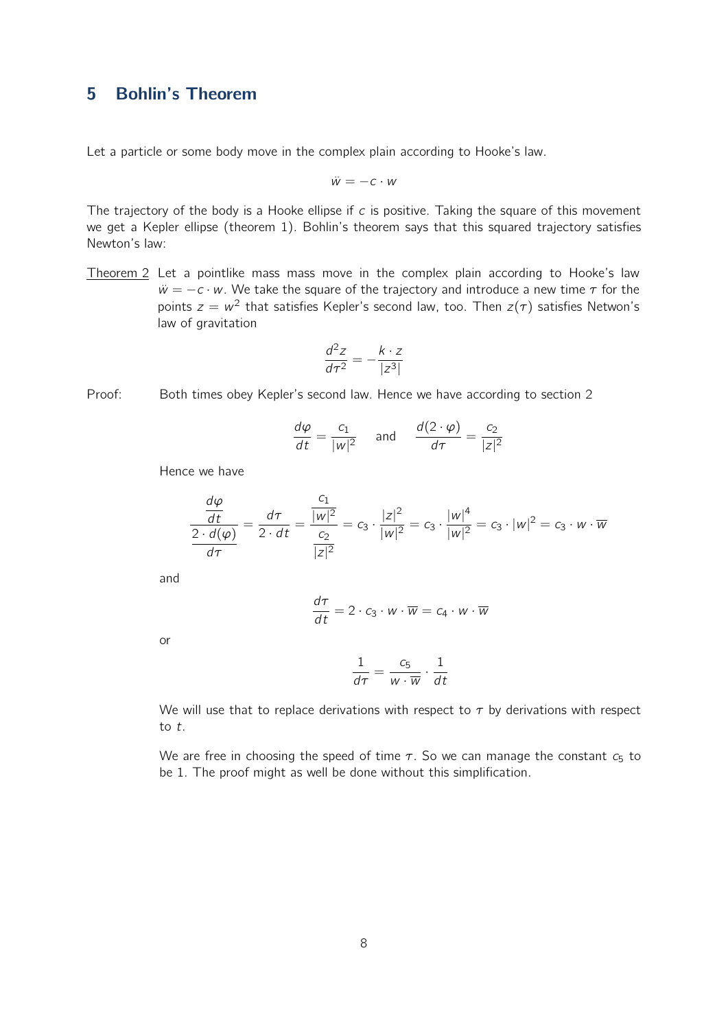## 5 Bohlin's Theorem

Let a particle or some body move in the complex plain according to Hooke's law.

$$\ddot{w} = -c \cdot w$$

The trajectory of the body is a Hooke ellipse if $c$ is positive. Taking the square of this movement we get a Kepler ellipse (theorem 1). Bohlin's theorem says that this squared trajectory satisfies Newton's law:

Theorem 2 Let a pointlike mass mass move in the complex plain according to Hooke's law $\ddot{w} = -c \cdot w$. We take the square of the trajectory and introduce a new time $\tau$ for the points $z = w^2$ that satisfies Kepler's second law, too. Then $z(\tau)$ satisfies Netwon's law of gravitation

$$\frac{d^2 z}{d\tau^2} = -\frac{k \cdot z}{|z^3|}$$

Proof: Both times obey Kepler's second law. Hence we have according to section 2

$$\frac{d\varphi}{dt} = \frac{c_1}{|w|^2} \quad \text{and} \quad \frac{d(2 \cdot \varphi)}{d\tau} = \frac{c_2}{|z|^2}$$

Hence we have

$$\frac{\dfrac{d\varphi}{dt}}{\dfrac{2 \cdot d(\varphi)}{d\tau}} = \frac{d\tau}{2 \cdot dt} = \frac{\dfrac{c_1}{|w|^2}}{\dfrac{c_2}{|z|^2}} = c_3 \cdot \frac{|z|^2}{|w|^2} = c_3 \cdot \frac{|w|^4}{|w|^2} = c_3 \cdot |w|^2 = c_3 \cdot w \cdot \overline{w}$$

and

$$\frac{d\tau}{dt} = 2 \cdot c_3 \cdot w \cdot \overline{w} = c_4 \cdot w \cdot \overline{w}$$

or

$$\frac{1}{d\tau} = \frac{c_5}{w \cdot \overline{w}} \cdot \frac{1}{dt}$$

We will use that to replace derivations with respect to $\tau$ by derivations with respect to $t$.

We are free in choosing the speed of time $\tau$. So we can manage the constant $c_5$ to be 1. The proof might as well be done without this simplification.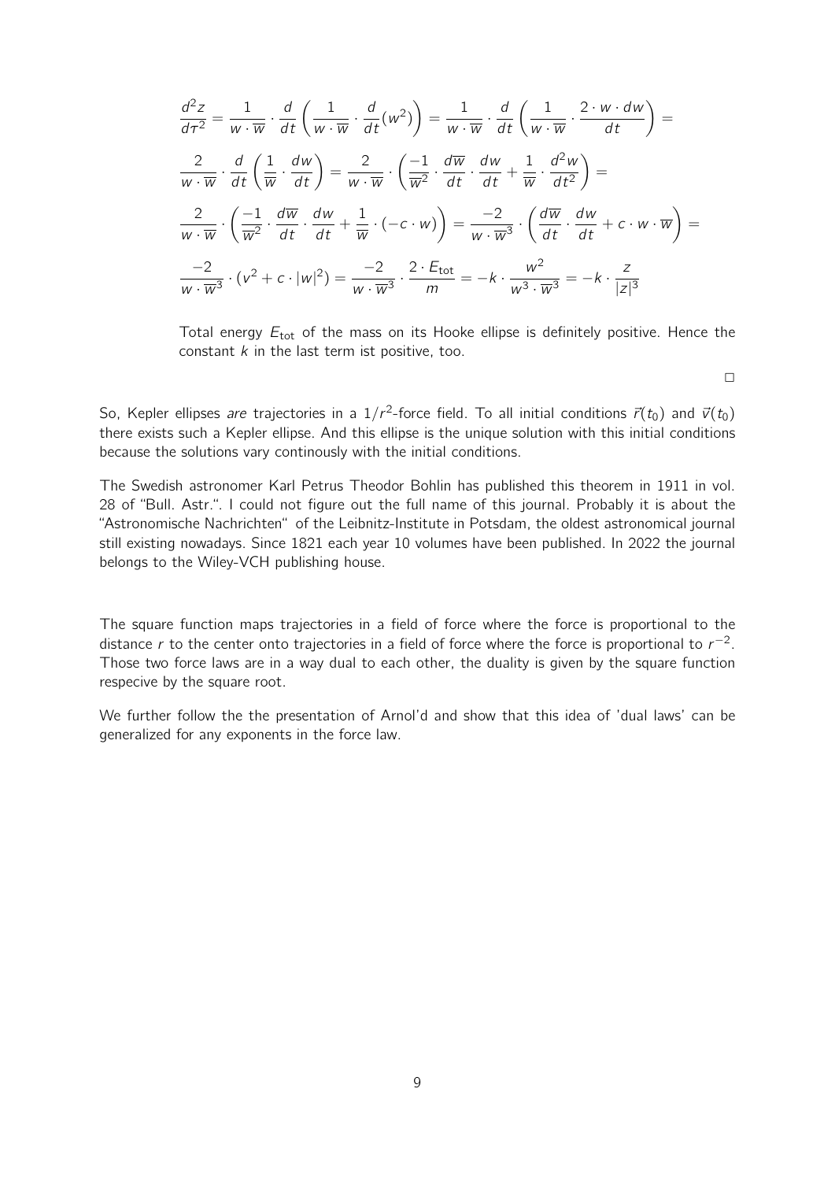$$\frac{d^2z}{d\tau^2} = \frac{1}{w \cdot \overline{w}} \cdot \frac{d}{dt}\left(\frac{1}{w \cdot \overline{w}} \cdot \frac{d}{dt}(w^2)\right) = \frac{1}{w \cdot \overline{w}} \cdot \frac{d}{dt}\left(\frac{1}{w \cdot \overline{w}} \cdot \frac{2 \cdot w \cdot dw}{dt}\right) =$$

$$\frac{2}{w \cdot \overline{w}} \cdot \frac{d}{dt}\left(\frac{1}{\overline{w}} \cdot \frac{dw}{dt}\right) = \frac{2}{w \cdot \overline{w}} \cdot \left(\frac{-1}{\overline{w}^2} \cdot \frac{d\overline{w}}{dt} \cdot \frac{dw}{dt} + \frac{1}{\overline{w}} \cdot \frac{d^2w}{dt^2}\right) =$$

$$\frac{2}{w \cdot \overline{w}} \cdot \left(\frac{-1}{\overline{w}^2} \cdot \frac{d\overline{w}}{dt} \cdot \frac{dw}{dt} + \frac{1}{\overline{w}} \cdot (-c \cdot w)\right) = \frac{-2}{w \cdot \overline{w}^3} \cdot \left(\frac{d\overline{w}}{dt} \cdot \frac{dw}{dt} + c \cdot w \cdot \overline{w}\right) =$$

$$\frac{-2}{w \cdot \overline{w}^3} \cdot (v^2 + c \cdot |w|^2) = \frac{-2}{w \cdot \overline{w}^3} \cdot \frac{2 \cdot E_{\text{tot}}}{m} = -k \cdot \frac{w^2}{w^3 \cdot \overline{w}^3} = -k \cdot \frac{z}{|z|^3}$$

Total energy $E_{\text{tot}}$ of the mass on its Hooke ellipse is definitely positive. Hence the constant $k$ in the last term ist positive, too.

□

So, Kepler ellipses *are* trajectories in a $1/r^2$-force field. To all initial conditions $\vec{r}(t_0)$ and $\vec{v}(t_0)$ there exists such a Kepler ellipse. And this ellipse is the unique solution with this initial conditions because the solutions vary continously with the initial conditions.

The Swedish astronomer Karl Petrus Theodor Bohlin has published this theorem in 1911 in vol. 28 of "Bull. Astr.". I could not figure out the full name of this journal. Probably it is about the "Astronomische Nachrichten" of the Leibnitz-Institute in Potsdam, the oldest astronomical journal still existing nowadays. Since 1821 each year 10 volumes have been published. In 2022 the journal belongs to the Wiley-VCH publishing house.

The square function maps trajectories in a field of force where the force is proportional to the distance $r$ to the center onto trajectories in a field of force where the force is proportional to $r^{-2}$. Those two force laws are in a way dual to each other, the duality is given by the square function respecive by the square root.

We further follow the the presentation of Arnol'd and show that this idea of 'dual laws' can be generalized for any exponents in the force law.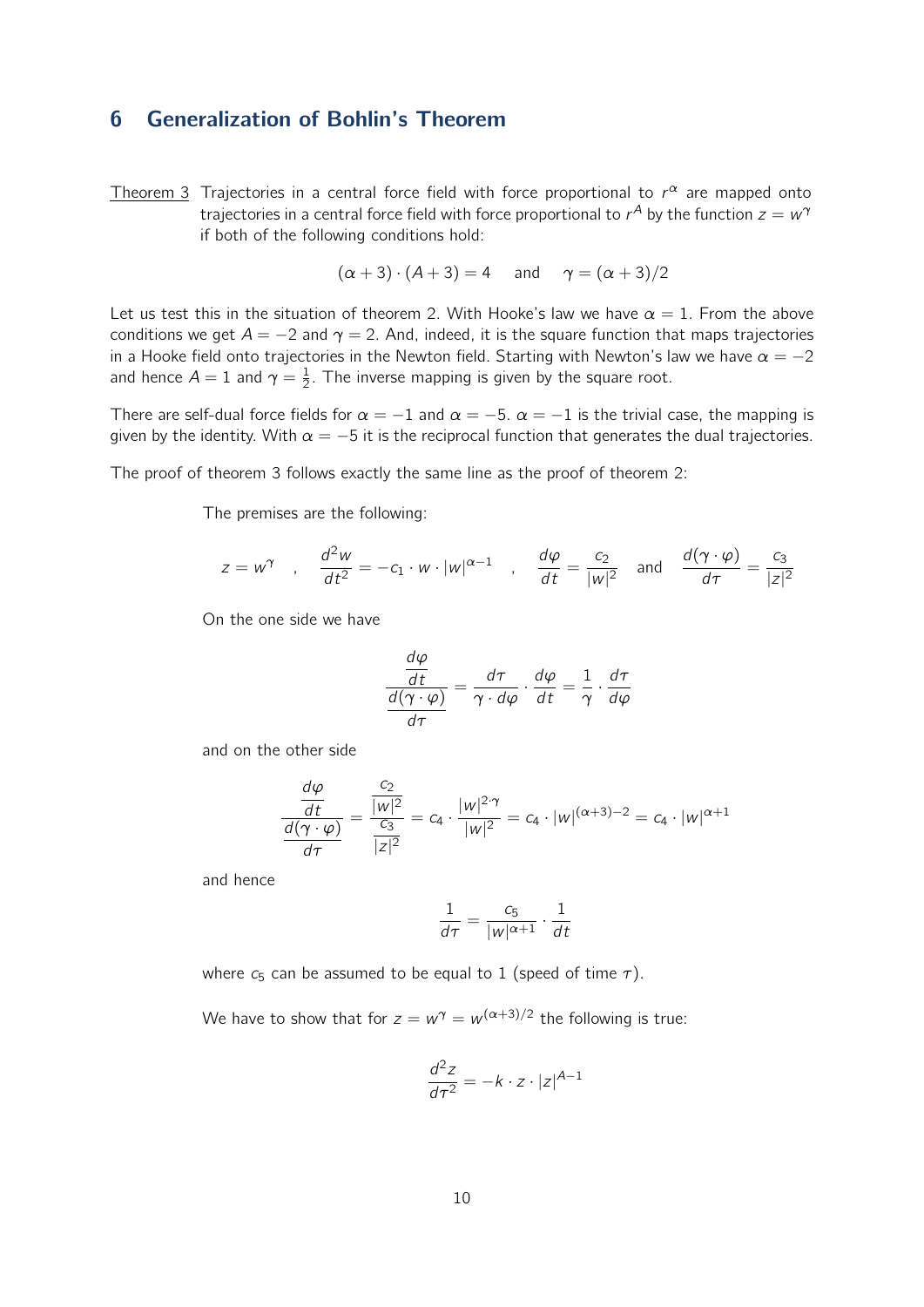## 6 Generalization of Bohlin's Theorem

Theorem 3 Trajectories in a central force field with force proportional to $r^\alpha$ are mapped onto trajectories in a central force field with force proportional to $r^A$ by the function $z = w^\gamma$ if both of the following conditions hold:

$$(\alpha + 3) \cdot (A + 3) = 4 \quad \text{and} \quad \gamma = (\alpha + 3)/2$$

Let us test this in the situation of theorem 2. With Hooke's law we have $\alpha = 1$. From the above conditions we get $A = -2$ and $\gamma = 2$. And, indeed, it is the square function that maps trajectories in a Hooke field onto trajectories in the Newton field. Starting with Newton's law we have $\alpha = -2$ and hence $A = 1$ and $\gamma = \frac{1}{2}$. The inverse mapping is given by the square root.

There are self-dual force fields for $\alpha = -1$ and $\alpha = -5$. $\alpha = -1$ is the trivial case, the mapping is given by the identity. With $\alpha = -5$ it is the reciprocal function that generates the dual trajectories.

The proof of theorem 3 follows exactly the same line as the proof of theorem 2:

The premises are the following:

$$z = w^\gamma \quad , \quad \frac{d^2w}{dt^2} = -c_1 \cdot w \cdot |w|^{\alpha-1} \quad , \quad \frac{d\varphi}{dt} = \frac{c_2}{|w|^2} \quad \text{and} \quad \frac{d(\gamma \cdot \varphi)}{d\tau} = \frac{c_3}{|z|^2}$$

On the one side we have

$$\frac{\dfrac{d\varphi}{dt}}{\dfrac{d(\gamma \cdot \varphi)}{d\tau}} = \frac{d\tau}{\gamma \cdot d\varphi} \cdot \frac{d\varphi}{dt} = \frac{1}{\gamma} \cdot \frac{d\tau}{d\varphi}$$

and on the other side

$$\frac{\dfrac{d\varphi}{dt}}{\dfrac{d(\gamma \cdot \varphi)}{d\tau}} = \frac{\dfrac{c_2}{|w|^2}}{\dfrac{c_3}{|z|^2}} = c_4 \cdot \frac{|w|^{2 \cdot \gamma}}{|w|^2} = c_4 \cdot |w|^{(\alpha+3)-2} = c_4 \cdot |w|^{\alpha+1}$$

and hence

$$\frac{1}{d\tau} = \frac{c_5}{|w|^{\alpha+1}} \cdot \frac{1}{dt}$$

where $c_5$ can be assumed to be equal to 1 (speed of time $\tau$).

We have to show that for $z = w^\gamma = w^{(\alpha+3)/2}$ the following is true:

$$\frac{d^2z}{d\tau^2} = -k \cdot z \cdot |z|^{A-1}$$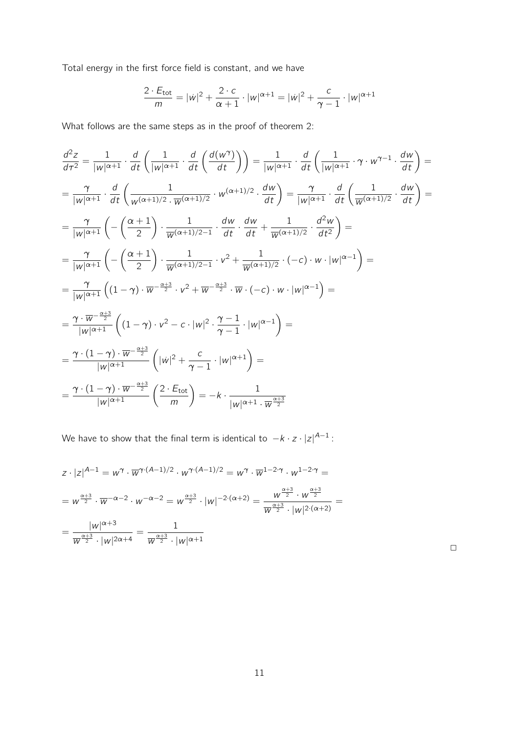Total energy in the first force field is constant, and we have

$$\frac{2 \cdot E_{\text{tot}}}{m} = |\dot{w}|^2 + \frac{2 \cdot c}{\alpha + 1} \cdot |w|^{\alpha+1} = |\dot{w}|^2 + \frac{c}{\gamma - 1} \cdot |w|^{\alpha+1}$$

What follows are the same steps as in the proof of theorem 2:

$$\frac{d^2 z}{d\tau^2} = \frac{1}{|w|^{\alpha+1}} \cdot \frac{d}{dt}\left(\frac{1}{|w|^{\alpha+1}} \cdot \frac{d}{dt}\left(\frac{d(w^\gamma)}{dt}\right)\right) = \frac{1}{|w|^{\alpha+1}} \cdot \frac{d}{dt}\left(\frac{1}{|w|^{\alpha+1}} \cdot \gamma \cdot w^{\gamma-1} \cdot \frac{dw}{dt}\right) =$$

$$= \frac{\gamma}{|w|^{\alpha+1}} \cdot \frac{d}{dt}\left(\frac{1}{w^{(\alpha+1)/2} \cdot \overline{w}^{(\alpha+1)/2}} \cdot w^{(\alpha+1)/2} \cdot \frac{dw}{dt}\right) = \frac{\gamma}{|w|^{\alpha+1}} \cdot \frac{d}{dt}\left(\frac{1}{\overline{w}^{(\alpha+1)/2}} \cdot \frac{dw}{dt}\right) =$$

$$= \frac{\gamma}{|w|^{\alpha+1}}\left(-\left(\frac{\alpha+1}{2}\right) \cdot \frac{1}{\overline{w}^{(\alpha+1)/2-1}} \cdot \frac{dw}{dt} \cdot \frac{dw}{dt} + \frac{1}{\overline{w}^{(\alpha+1)/2}} \cdot \frac{d^2 w}{dt^2}\right) =$$

$$= \frac{\gamma}{|w|^{\alpha+1}}\left(-\left(\frac{\alpha+1}{2}\right) \cdot \frac{1}{\overline{w}^{(\alpha+1)/2-1}} \cdot v^2 + \frac{1}{\overline{w}^{(\alpha+1)/2}} \cdot (-c) \cdot w \cdot |w|^{\alpha-1}\right) =$$

$$= \frac{\gamma}{|w|^{\alpha+1}}\left((1-\gamma) \cdot \overline{w}^{-\frac{\alpha+3}{2}} \cdot v^2 + \overline{w}^{-\frac{\alpha+3}{2}} \cdot \overline{w} \cdot (-c) \cdot w \cdot |w|^{\alpha-1}\right) =$$

$$= \frac{\gamma \cdot \overline{w}^{-\frac{\alpha+3}{2}}}{|w|^{\alpha+1}}\left((1-\gamma) \cdot v^2 - c \cdot |w|^2 \cdot \frac{\gamma - 1}{\gamma - 1} \cdot |w|^{\alpha-1}\right) =$$

$$= \frac{\gamma \cdot (1-\gamma) \cdot \overline{w}^{-\frac{\alpha+3}{2}}}{|w|^{\alpha+1}}\left(|\dot{w}|^2 + \frac{c}{\gamma-1} \cdot |w|^{\alpha+1}\right) =$$

$$= \frac{\gamma \cdot (1-\gamma) \cdot \overline{w}^{-\frac{\alpha+3}{2}}}{|w|^{\alpha+1}}\left(\frac{2 \cdot E_{\text{tot}}}{m}\right) = -k \cdot \frac{1}{|w|^{\alpha+1} \cdot \overline{w}^{\frac{\alpha+3}{2}}}$$

We have to show that the final term is identical to $-k \cdot z \cdot |z|^{A-1}$:

$$z \cdot |z|^{A-1} = w^\gamma \cdot \overline{w}^{\gamma \cdot (A-1)/2} \cdot w^{\gamma \cdot (A-1)/2} = w^\gamma \cdot \overline{w}^{1-2\cdot\gamma} \cdot w^{1-2\cdot\gamma} =$$

$$= w^{\frac{\alpha+3}{2}} \cdot \overline{w}^{-\alpha-2} \cdot w^{-\alpha-2} = w^{\frac{\alpha+3}{2}} \cdot |w|^{-2\cdot(\alpha+2)} = \frac{w^{\frac{\alpha+3}{2}} \cdot w^{\frac{\alpha+3}{2}}}{\overline{w}^{\frac{\alpha+3}{2}} \cdot |w|^{2\cdot(\alpha+2)}} =$$

$$= \frac{|w|^{\alpha+3}}{\overline{w}^{\frac{\alpha+3}{2}} \cdot |w|^{2\alpha+4}} = \frac{1}{\overline{w}^{\frac{\alpha+3}{2}} \cdot |w|^{\alpha+1}}$$

□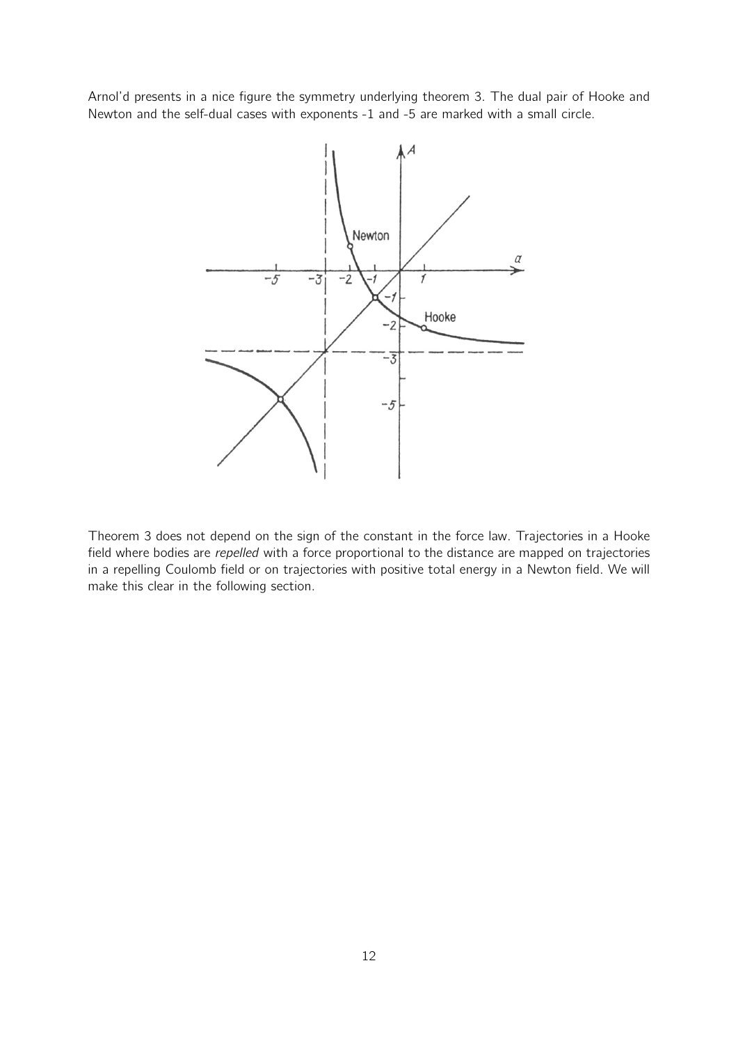Arnol'd presents in a nice figure the symmetry underlying theorem 3. The dual pair of Hooke and Newton and the self-dual cases with exponents -1 and -5 are marked with a small circle.

Theorem 3 does not depend on the sign of the constant in the force law. Trajectories in a Hooke field where bodies are *repelled* with a force proportional to the distance are mapped on trajectories in a repelling Coulomb field or on trajectories with positive total energy in a Newton field. We will make this clear in the following section.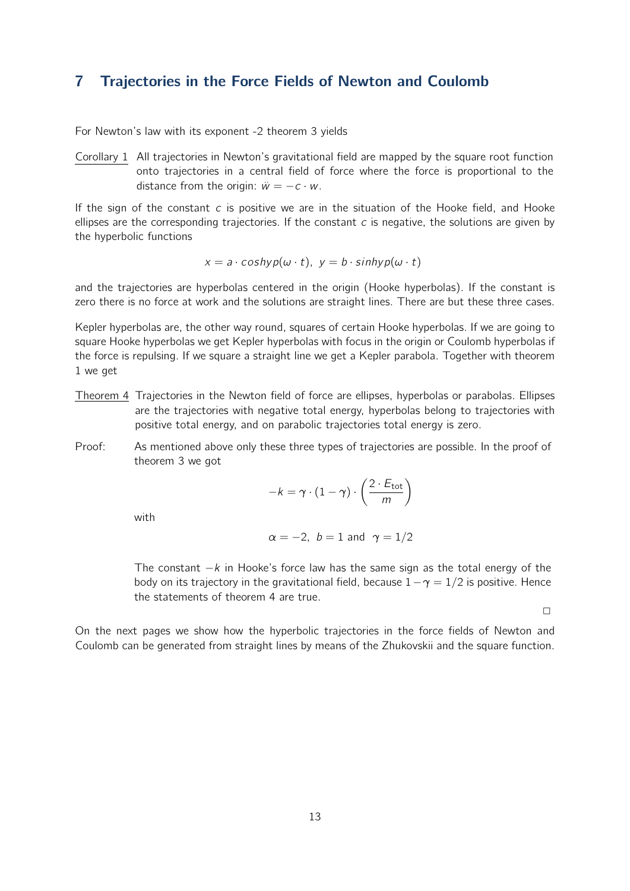## 7 Trajectories in the Force Fields of Newton and Coulomb

For Newton's law with its exponent -2 theorem 3 yields

Corollary 1 All trajectories in Newton's gravitational field are mapped by the square root function onto trajectories in a central field of force where the force is proportional to the distance from the origin: $\ddot{w} = -c \cdot w$.

If the sign of the constant $c$ is positive we are in the situation of the Hooke field, and Hooke ellipses are the corresponding trajectories. If the constant $c$ is negative, the solutions are given by the hyperbolic functions

$$x = a \cdot coshyp(\omega \cdot t), \; y = b \cdot sinhyp(\omega \cdot t)$$

and the trajectories are hyperbolas centered in the origin (Hooke hyperbolas). If the constant is zero there is no force at work and the solutions are straight lines. There are but these three cases.

Kepler hyperbolas are, the other way round, squares of certain Hooke hyperbolas. If we are going to square Hooke hyperbolas we get Kepler hyperbolas with focus in the origin or Coulomb hyperbolas if the force is repulsing. If we square a straight line we get a Kepler parabola. Together with theorem 1 we get

Theorem 4 Trajectories in the Newton field of force are ellipses, hyperbolas or parabolas. Ellipses are the trajectories with negative total energy, hyperbolas belong to trajectories with positive total energy, and on parabolic trajectories total energy is zero.

Proof: As mentioned above only these three types of trajectories are possible. In the proof of theorem 3 we got

$$-k = \gamma \cdot (1 - \gamma) \cdot \left( \frac{2 \cdot E_{\text{tot}}}{m} \right)$$

with

$$\alpha = -2, \; b = 1 \text{ and } \; \gamma = 1/2$$

The constant $-k$ in Hooke's force law has the same sign as the total energy of the body on its trajectory in the gravitational field, because $1 - \gamma = 1/2$ is positive. Hence the statements of theorem 4 are true.

□

On the next pages we show how the hyperbolic trajectories in the force fields of Newton and Coulomb can be generated from straight lines by means of the Zhukovskii and the square function.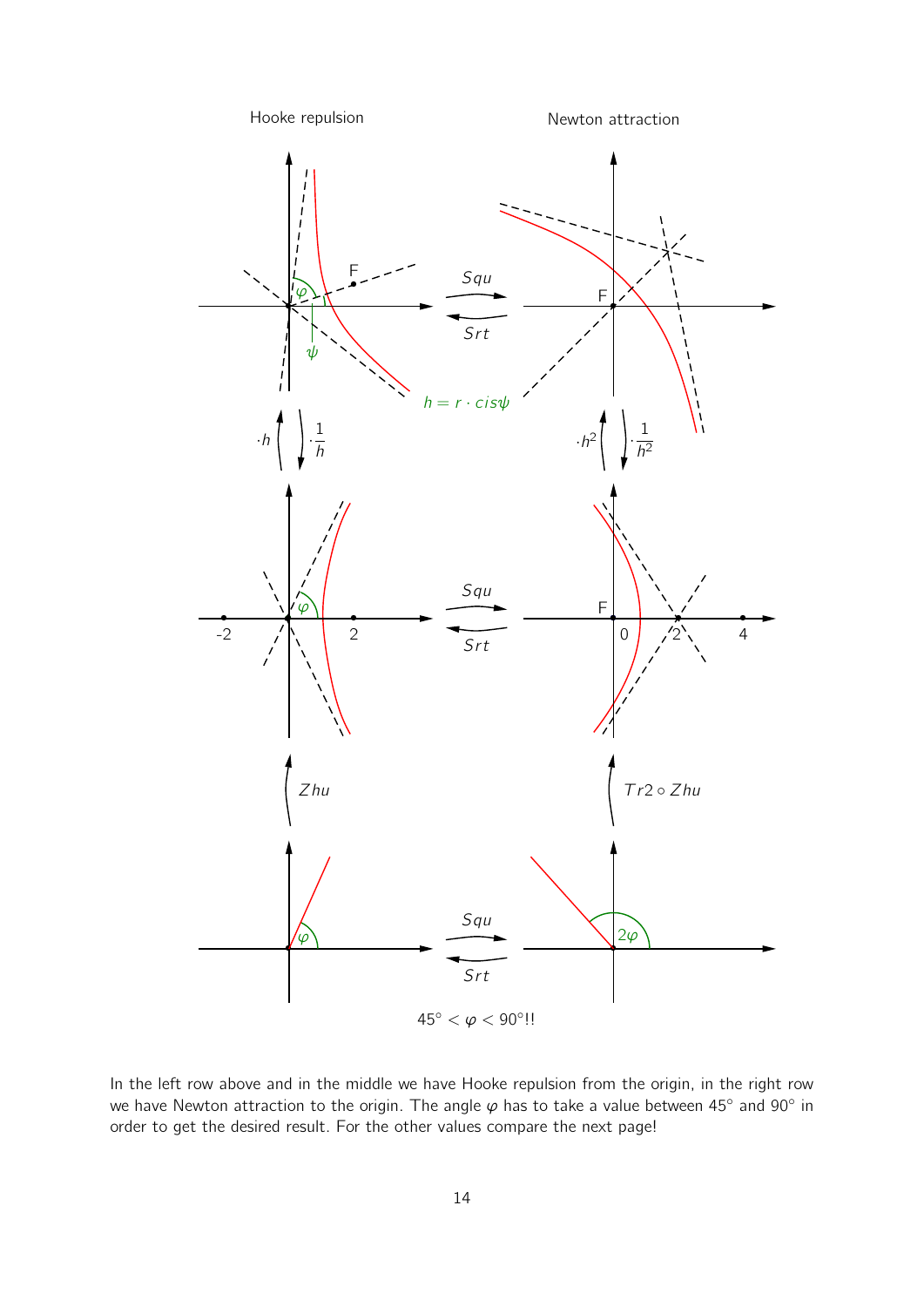Hooke repulsion

Newton attraction

$h = r \cdot cis\psi$

$45° < \varphi < 90°!!$

In the left row above and in the middle we have Hooke repulsion from the origin, in the right row we have Newton attraction to the origin. The angle $\varphi$ has to take a value between 45° and 90° in order to get the desired result. For the other values compare the next page!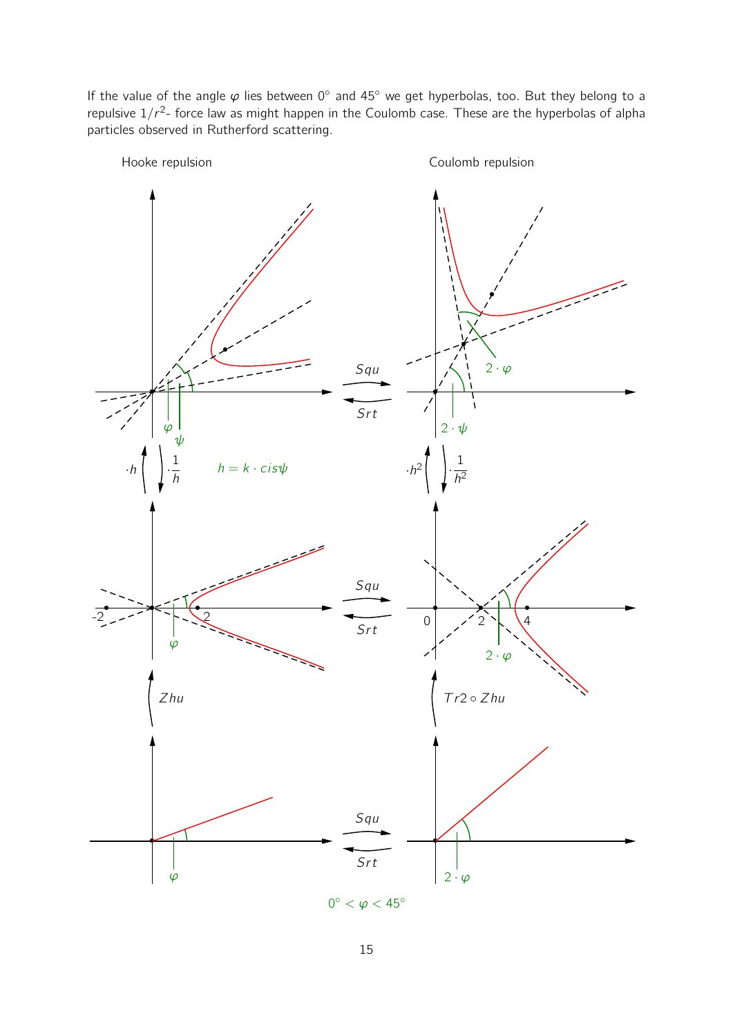If the value of the angle $\varphi$ lies between $0°$ and $45°$ we get hyperbolas, too. But they belong to a repulsive $1/r^2$- force law as might happen in the Coulomb case. These are the hyperbolas of alpha particles observed in Rutherford scattering.

Hooke repulsion

Coulomb repulsion

$h = k \cdot cis\psi$

$0° < \varphi < 45°$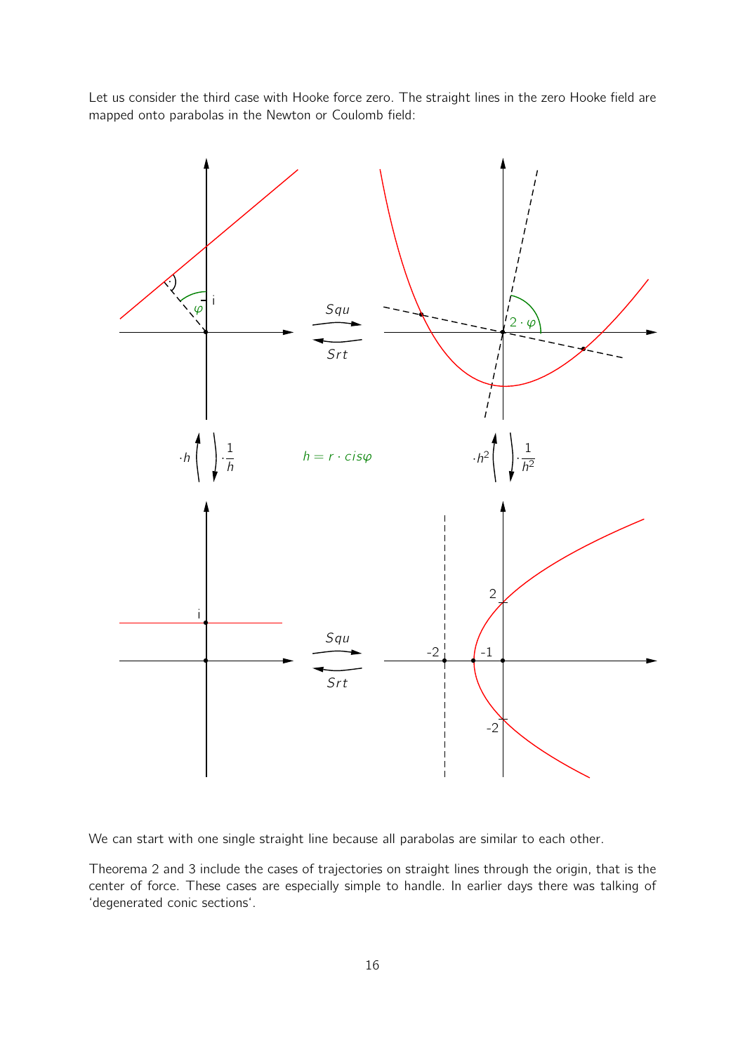Let us consider the third case with Hooke force zero. The straight lines in the zero Hooke field are mapped onto parabolas in the Newton or Coulomb field:

We can start with one single straight line because all parabolas are similar to each other.

Theorema 2 and 3 include the cases of trajectories on straight lines through the origin, that is the center of force. These cases are especially simple to handle. In earlier days there was talking of 'degenerated conic sections'.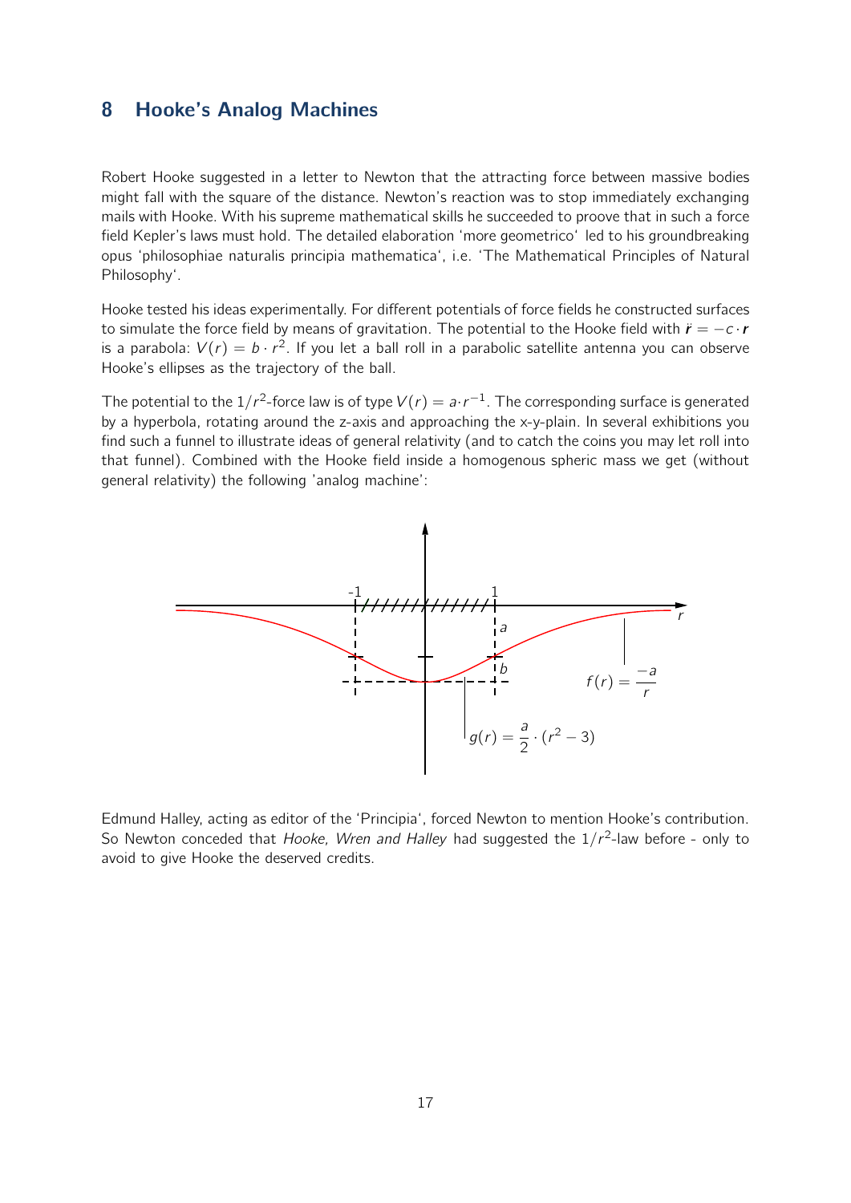## 8 Hooke's Analog Machines

Robert Hooke suggested in a letter to Newton that the attracting force between massive bodies might fall with the square of the distance. Newton's reaction was to stop immediately exchanging mails with Hooke. With his supreme mathematical skills he succeeded to proove that in such a force field Kepler's laws must hold. The detailed elaboration 'more geometrico' led to his groundbreaking opus 'philosophiae naturalis principia mathematica', i.e. 'The Mathematical Principles of Natural Philosophy'.

Hooke tested his ideas experimentally. For different potentials of force fields he constructed surfaces to simulate the force field by means of gravitation. The potential to the Hooke field with $\ddot{\boldsymbol{r}} = -c \cdot \boldsymbol{r}$ is a parabola: $V(r) = b \cdot r^2$. If you let a ball roll in a parabolic satellite antenna you can observe Hooke's ellipses as the trajectory of the ball.

The potential to the $1/r^2$-force law is of type $V(r) = a \cdot r^{-1}$. The corresponding surface is generated by a hyperbola, rotating around the z-axis and approaching the x-y-plain. In several exhibitions you find such a funnel to illustrate ideas of general relativity (and to catch the coins you may let roll into that funnel). Combined with the Hooke field inside a homogenous spheric mass we get (without general relativity) the following 'analog machine':

-1

1

$r$

$a$

$b$

$f(r) = \frac{-a}{r}$

$g(r) = \frac{a}{2} \cdot (r^2 - 3)$

Edmund Halley, acting as editor of the 'Principia', forced Newton to mention Hooke's contribution. So Newton conceded that *Hooke, Wren and Halley* had suggested the $1/r^2$-law before - only to avoid to give Hooke the deserved credits.